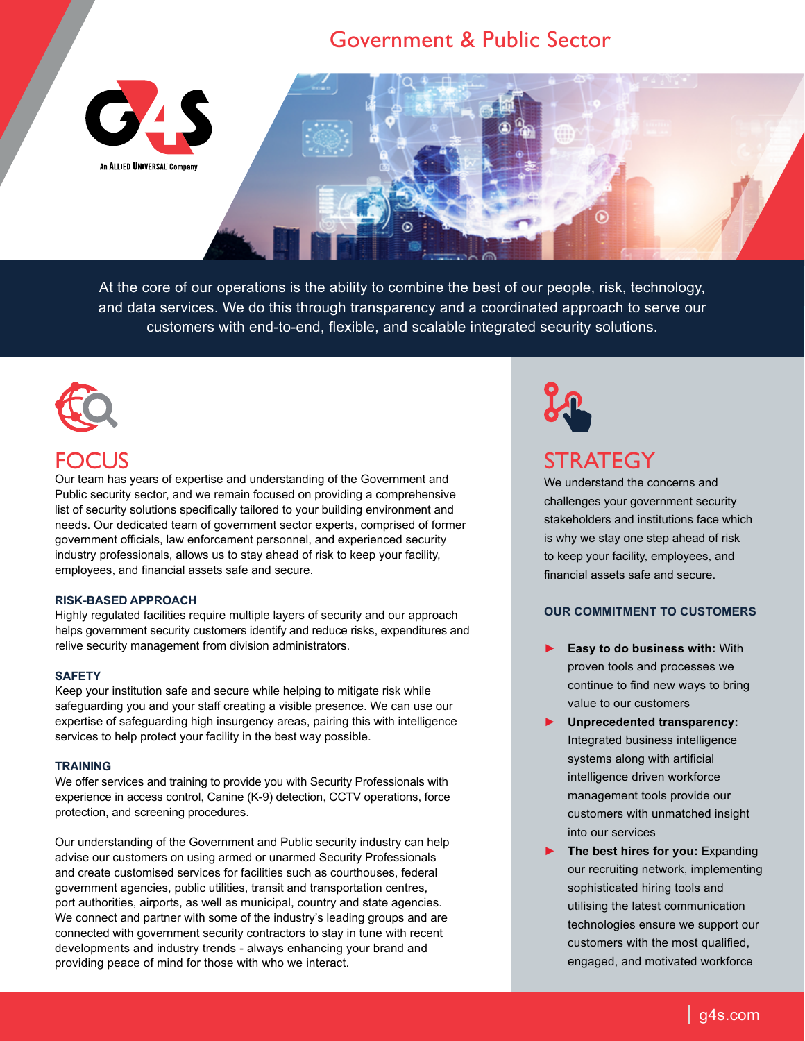# Government & Public Sector

G4S — An ALLIED UNIVERSAL® Company

At the core of our operations is the ability to combine the best of our people, risk, technology, and data services. We do this through transparency and a coordinated approach to serve our customers with end-to-end, flexible, and scalable integrated security solutions.

## FOCUS

Our team has years of expertise and understanding of the Government and Public security sector, and we remain focused on providing a comprehensive list of security solutions specifically tailored to your building environment and needs. Our dedicated team of government sector experts, comprised of former government officials, law enforcement personnel, and experienced security industry professionals, allows us to stay ahead of risk to keep your facility, employees, and financial assets safe and secure.

### RISK-BASED APPROACH

Highly regulated facilities require multiple layers of security and our approach helps government security customers identify and reduce risks, expenditures and relive security management from division administrators.

### SAFETY

Keep your institution safe and secure while helping to mitigate risk while safeguarding you and your staff creating a visible presence. We can use our expertise of safeguarding high insurgency areas, pairing this with intelligence services to help protect your facility in the best way possible.

### TRAINING

We offer services and training to provide you with Security Professionals with experience in access control, Canine (K-9) detection, CCTV operations, force protection, and screening procedures.

Our understanding of the Government and Public security industry can help advise our customers on using armed or unarmed Security Professionals and create customised services for facilities such as courthouses, federal government agencies, public utilities, transit and transportation centres, port authorities, airports, as well as municipal, country and state agencies. We connect and partner with some of the industry's leading groups and are connected with government security contractors to stay in tune with recent developments and industry trends - always enhancing your brand and providing peace of mind for those with who we interact.

## STRATEGY

We understand the concerns and challenges your government security stakeholders and institutions face which is why we stay one step ahead of risk to keep your facility, employees, and financial assets safe and secure.

### OUR COMMITMENT TO CUSTOMERS

- **Easy to do business with:** With proven tools and processes we continue to find new ways to bring value to our customers
- **Unprecedented transparency:** Integrated business intelligence systems along with artificial intelligence driven workforce management tools provide our customers with unmatched insight into our services
- **The best hires for you:** Expanding our recruiting network, implementing sophisticated hiring tools and utilising the latest communication technologies ensure we support our customers with the most qualified, engaged, and motivated workforce

g4s.com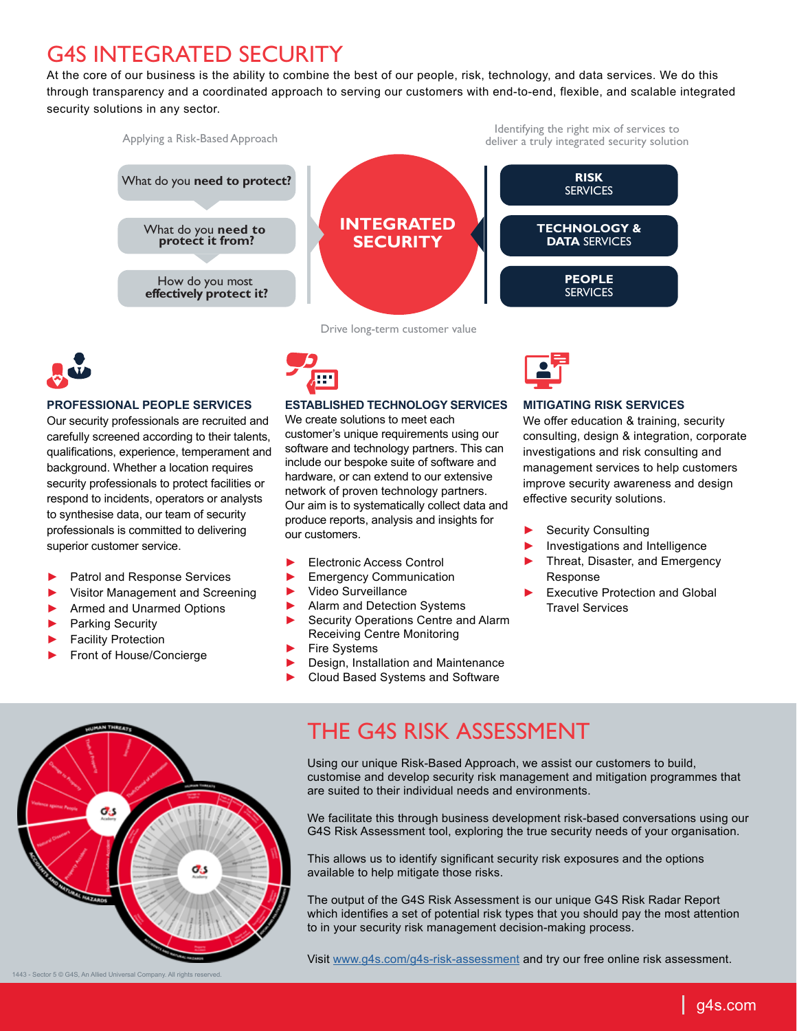# G4S INTEGRATED SECURITY

At the core of our business is the ability to combine the best of our people, risk, technology, and data services. We do this through transparency and a coordinated approach to serving our customers with end-to-end, flexible, and scalable integrated security solutions in any sector.

Applying a Risk-Based Approach

What do you **need to protect?**

What do you **need to protect it from?**

How do you most **effectively protect it?**

**INTEGRATED SECURITY**

Identifying the right mix of services to deliver a truly integrated security solution

**RISK** SERVICES

**TECHNOLOGY & DATA** SERVICES

**PEOPLE** SERVICES

Drive long-term customer value

### PROFESSIONAL PEOPLE SERVICES

Our security professionals are recruited and carefully screened according to their talents, qualifications, experience, temperament and background. Whether a location requires security professionals to protect facilities or respond to incidents, operators or analysts to synthesise data, our team of security professionals is committed to delivering superior customer service.

- Patrol and Response Services
- Visitor Management and Screening
- Armed and Unarmed Options
- Parking Security
- Facility Protection
- Front of House/Concierge

### ESTABLISHED TECHNOLOGY SERVICES

We create solutions to meet each customer's unique requirements using our software and technology partners. This can include our bespoke suite of software and hardware, or can extend to our extensive network of proven technology partners. Our aim is to systematically collect data and produce reports, analysis and insights for our customers.

- Electronic Access Control
- Emergency Communication
- Video Surveillance
- Alarm and Detection Systems
- Security Operations Centre and Alarm Receiving Centre Monitoring
- Fire Systems
- Design, Installation and Maintenance
- Cloud Based Systems and Software

### MITIGATING RISK SERVICES

We offer education & training, security consulting, design & integration, corporate investigations and risk consulting and management services to help customers improve security awareness and design effective security solutions.

- Security Consulting
- Investigations and Intelligence
- Threat, Disaster, and Emergency Response
- Executive Protection and Global Travel Services

# THE G4S RISK ASSESSMENT

Using our unique Risk-Based Approach, we assist our customers to build, customise and develop security risk management and mitigation programmes that are suited to their individual needs and environments.

We facilitate this through business development risk-based conversations using our G4S Risk Assessment tool, exploring the true security needs of your organisation.

This allows us to identify significant security risk exposures and the options available to help mitigate those risks.

The output of the G4S Risk Assessment is our unique G4S Risk Radar Report which identifies a set of potential risk types that you should pay the most attention to in your security risk management decision-making process.

Visit www.g4s.com/g4s-risk-assessment and try our free online risk assessment.

1443 - Sector 5 © G4S, An Allied Universal Company. All rights reserved.

g4s.com